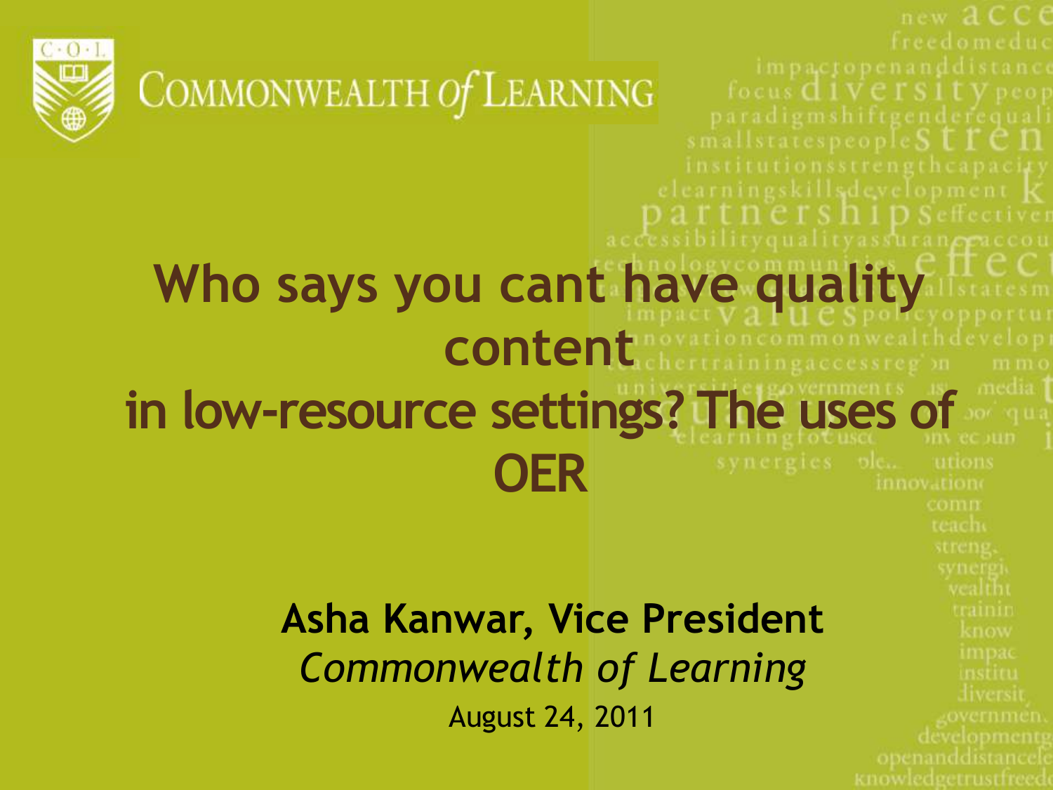COMMONWEALTH of LEARNING

# Who says you cant have quality content in low-resource settings? The uses of OER

**Asha Kanwar, Vice President**

*Commonwealth of Learning*

August 24, 2011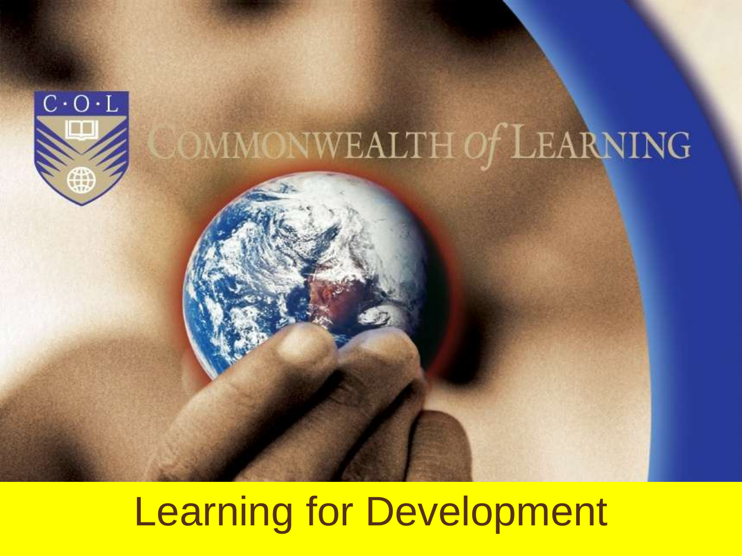C·O·L

COMMONWEALTH *of* LEARNING

# Learning for Development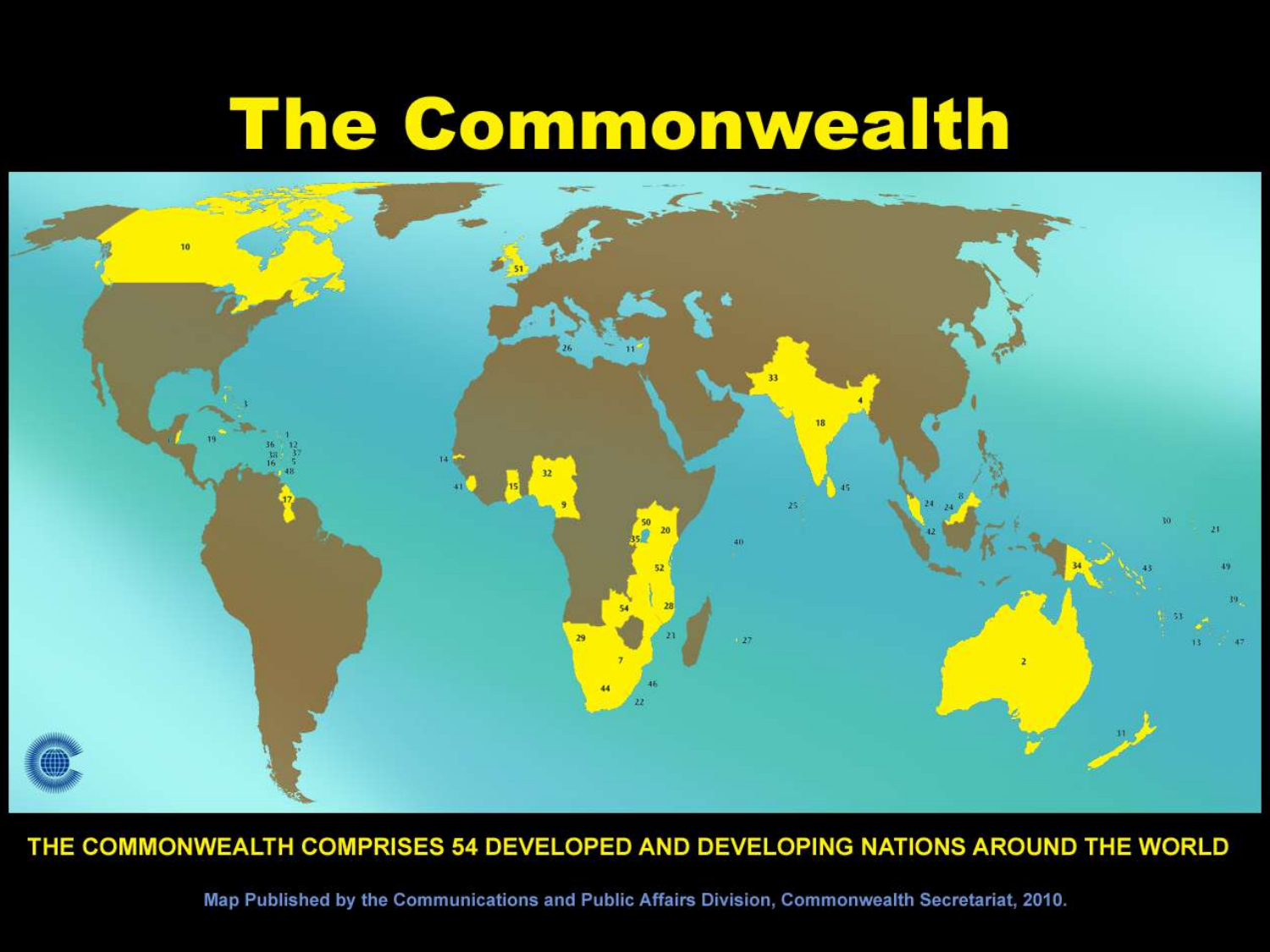# The Commonwealth

THE COMMONWEALTH COMPRISES 54 DEVELOPED AND DEVELOPING NATIONS AROUND THE WORLD

Map Published by the Communications and Public Affairs Division, Commonwealth Secretariat, 2010.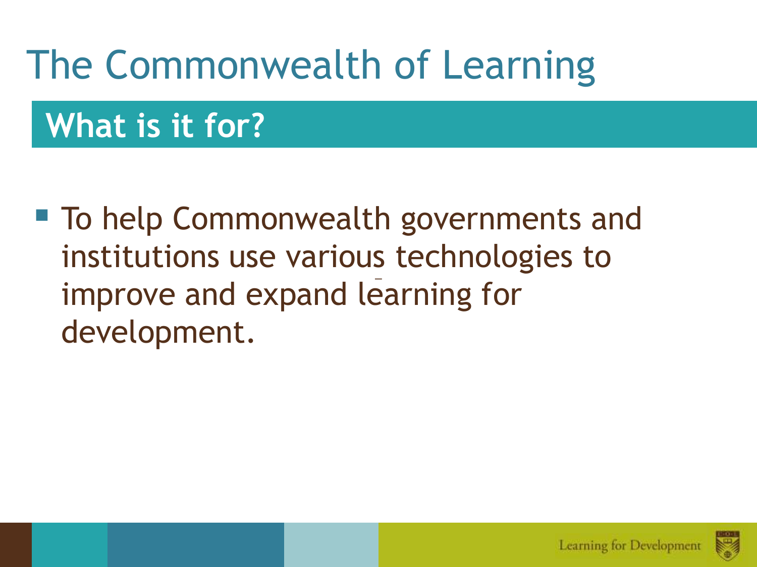# The Commonwealth of Learning

## What is it for?

- To help Commonwealth governments and institutions use various technologies to improve and expand learning for development.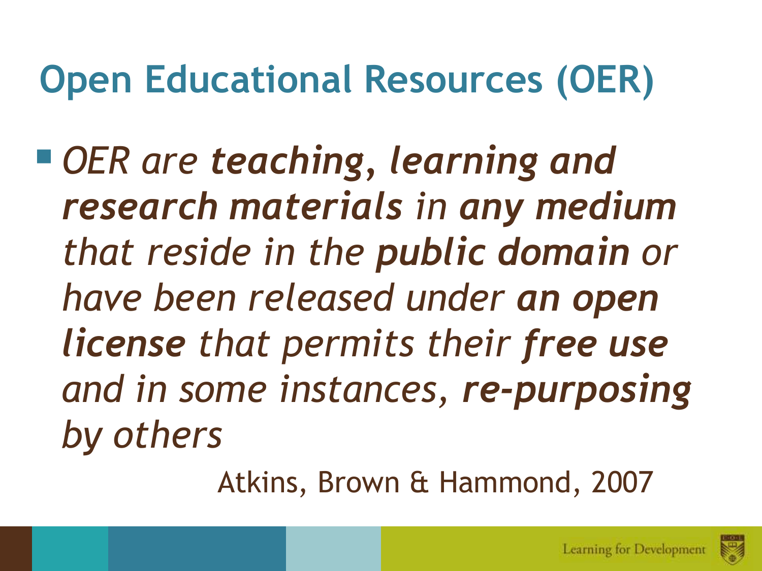# Open Educational Resources (OER)

- *OER are **teaching, learning and research materials** in **any medium** that reside in the **public domain** or have been released under **an open license** that permits their **free use** and in some instances, **re-purposing** by others*

Atkins, Brown & Hammond, 2007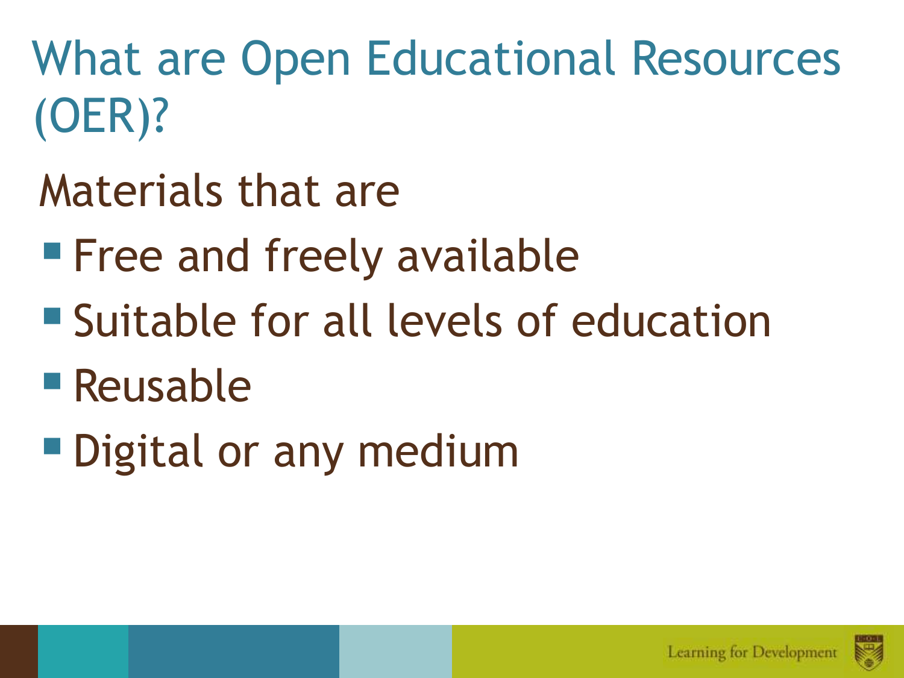# What are Open Educational Resources (OER)?

Materials that are

- Free and freely available
- Suitable for all levels of education
- Reusable
- Digital or any medium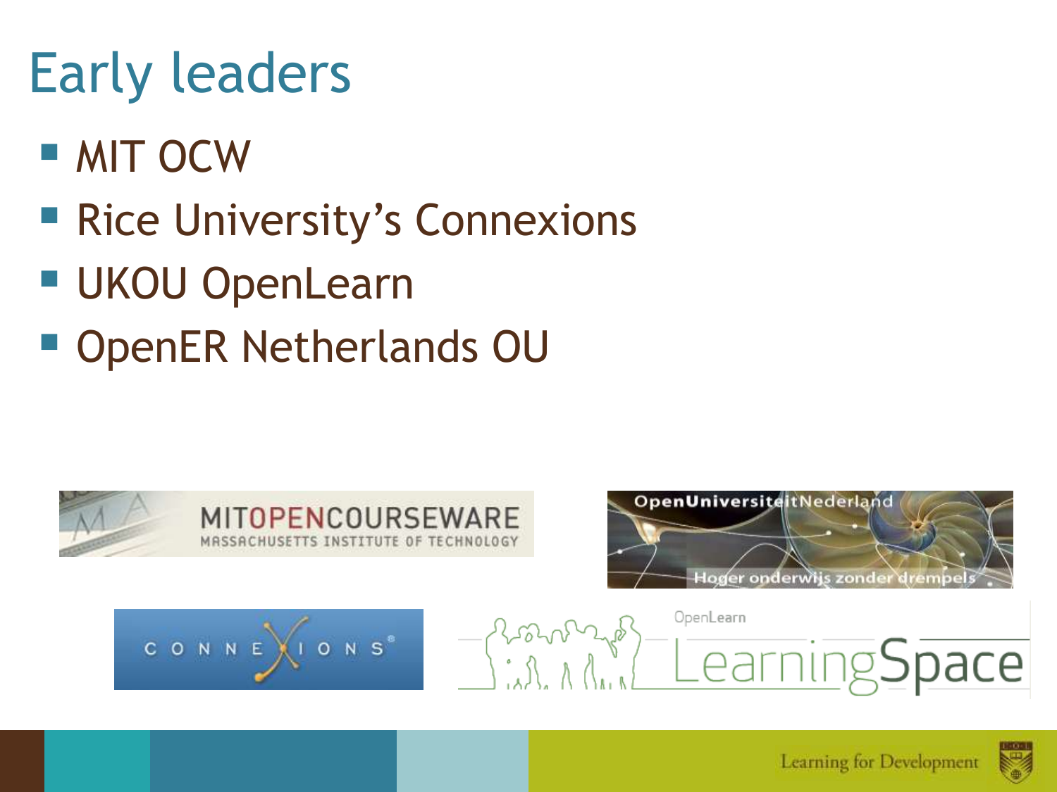# Early leaders

- MIT OCW
- Rice University's Connexions
- UKOU OpenLearn
- OpenER Netherlands OU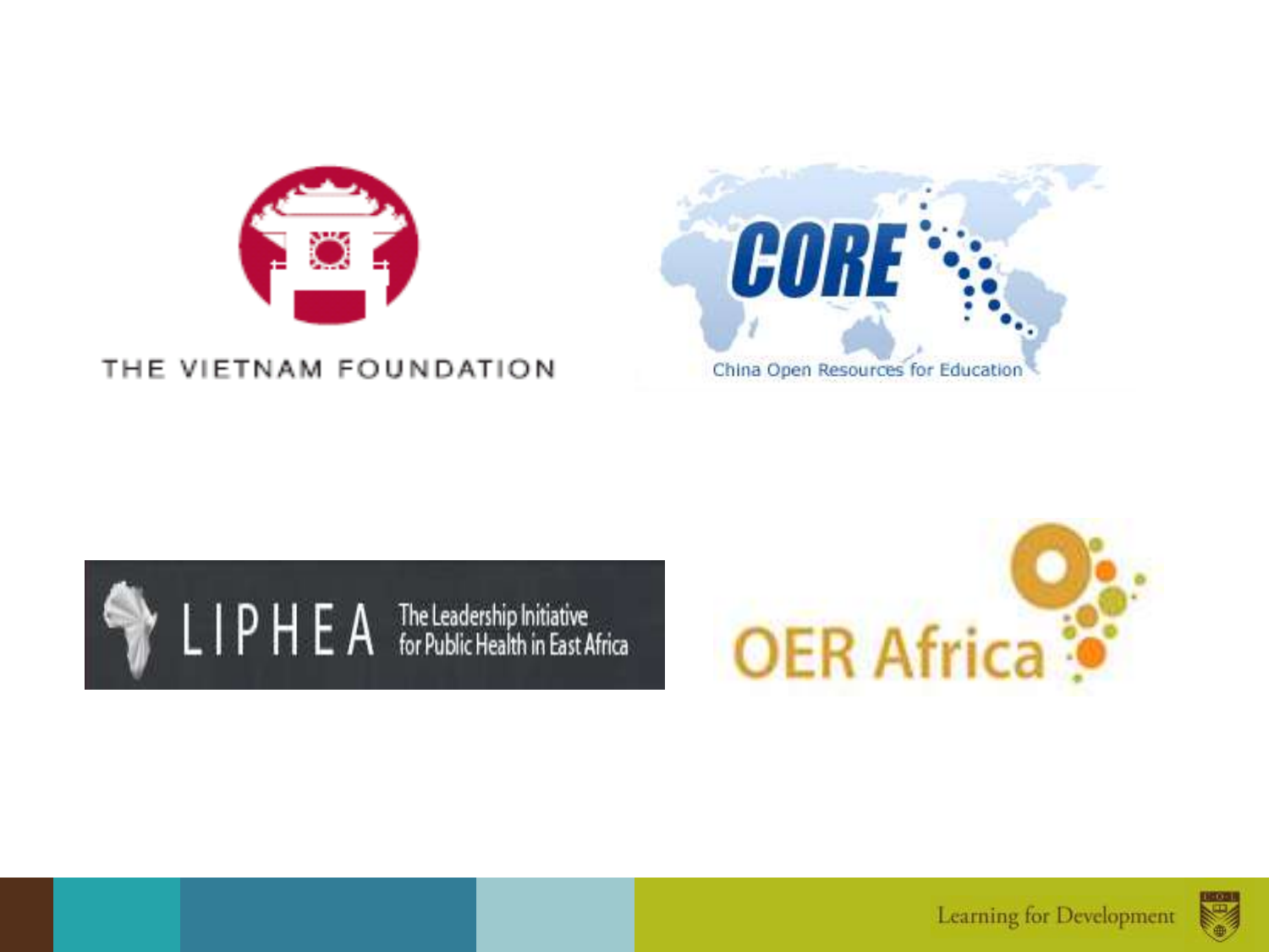THE VIETNAM FOUNDATION

CORE

China Open Resources for Education

LIPHEA The Leadership Initiative for Public Health in East Africa

OER Africa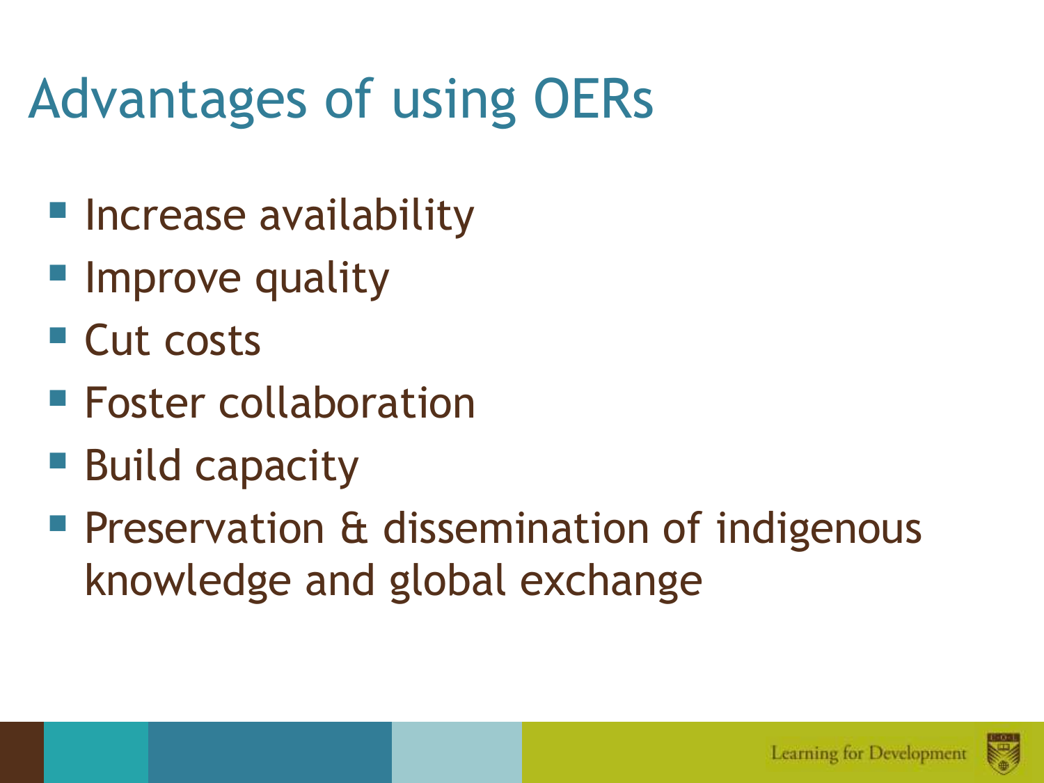# Advantages of using OERs

- Increase availability
- Improve quality
- Cut costs
- Foster collaboration
- Build capacity
- Preservation & dissemination of indigenous knowledge and global exchange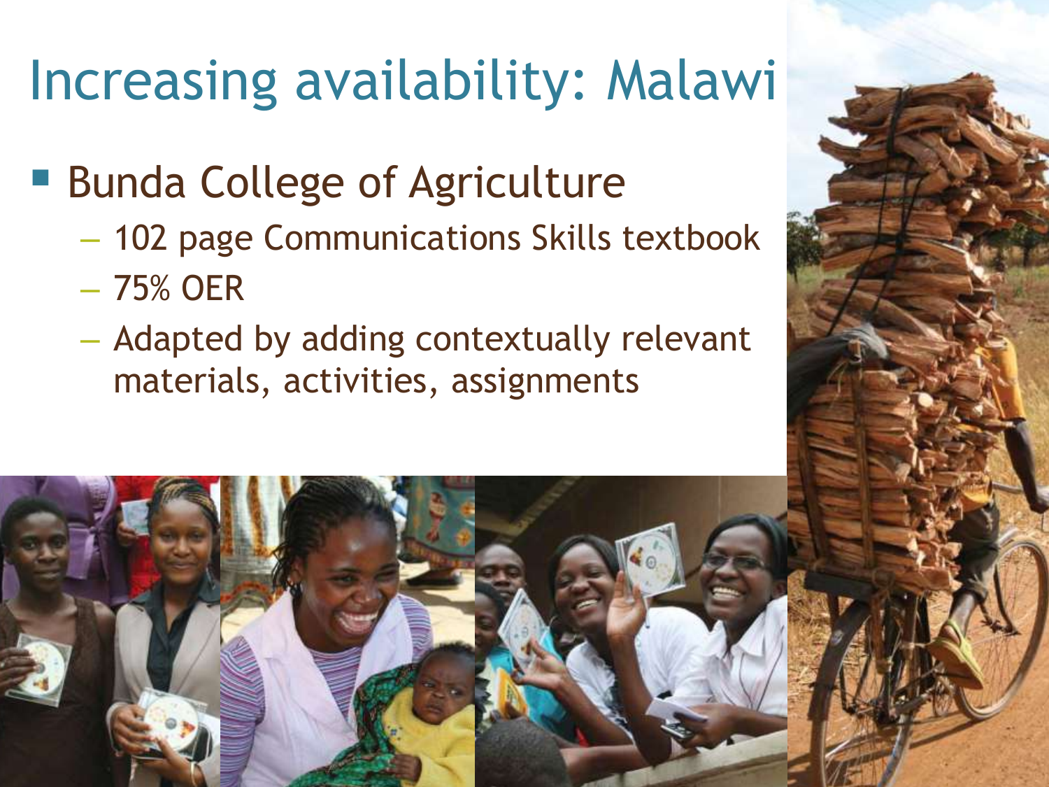# Increasing availability: Malawi

- Bunda College of Agriculture
  - 102 page Communications Skills textbook
  - 75% OER
  - Adapted by adding contextually relevant materials, activities, assignments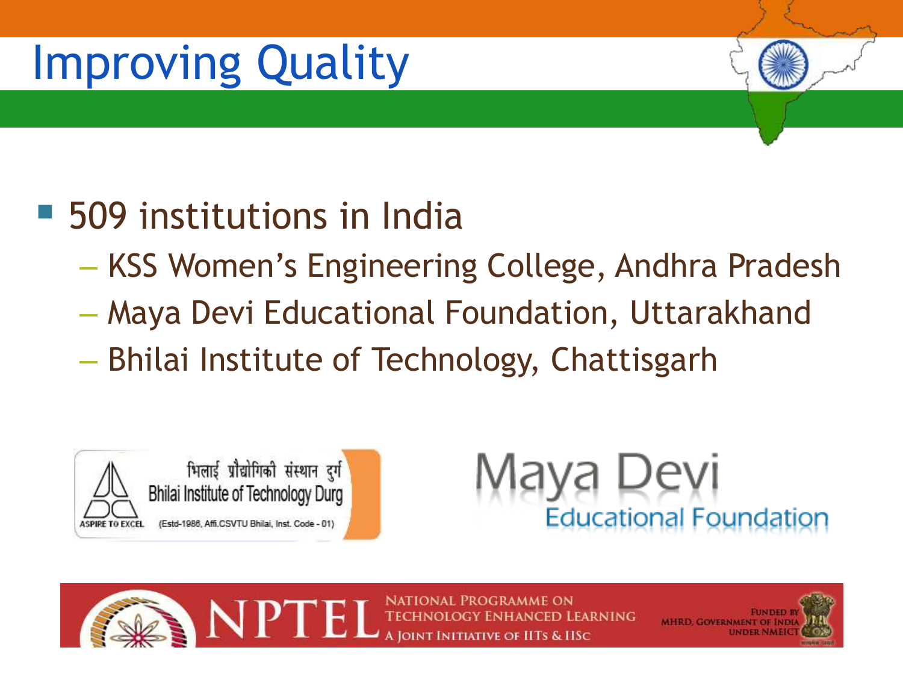# Improving Quality

- 509 institutions in India
  - KSS Women's Engineering College, Andhra Pradesh
  - Maya Devi Educational Foundation, Uttarakhand
  - Bhilai Institute of Technology, Chattisgarh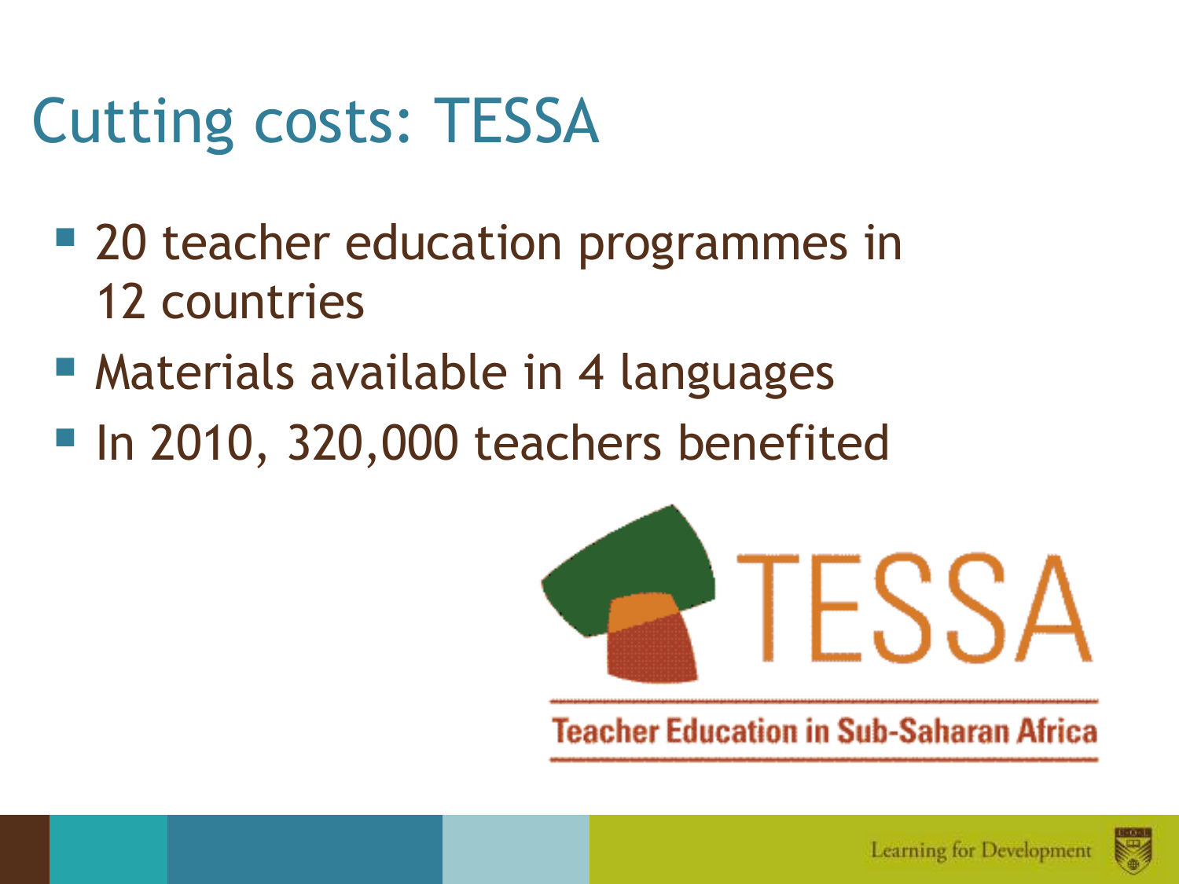# Cutting costs: TESSA

- 20 teacher education programmes in 12 countries
- Materials available in 4 languages
- In 2010, 320,000 teachers benefited

TESSA

Teacher Education in Sub-Saharan Africa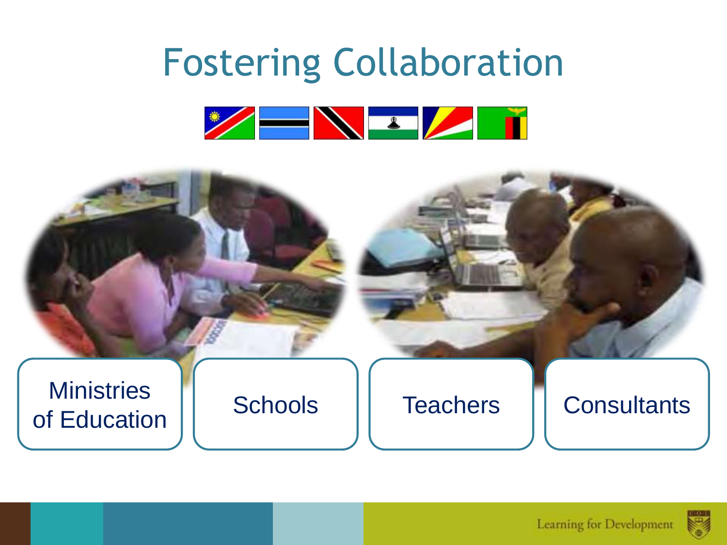# Fostering Collaboration

Ministries of Education

Schools

Teachers

Consultants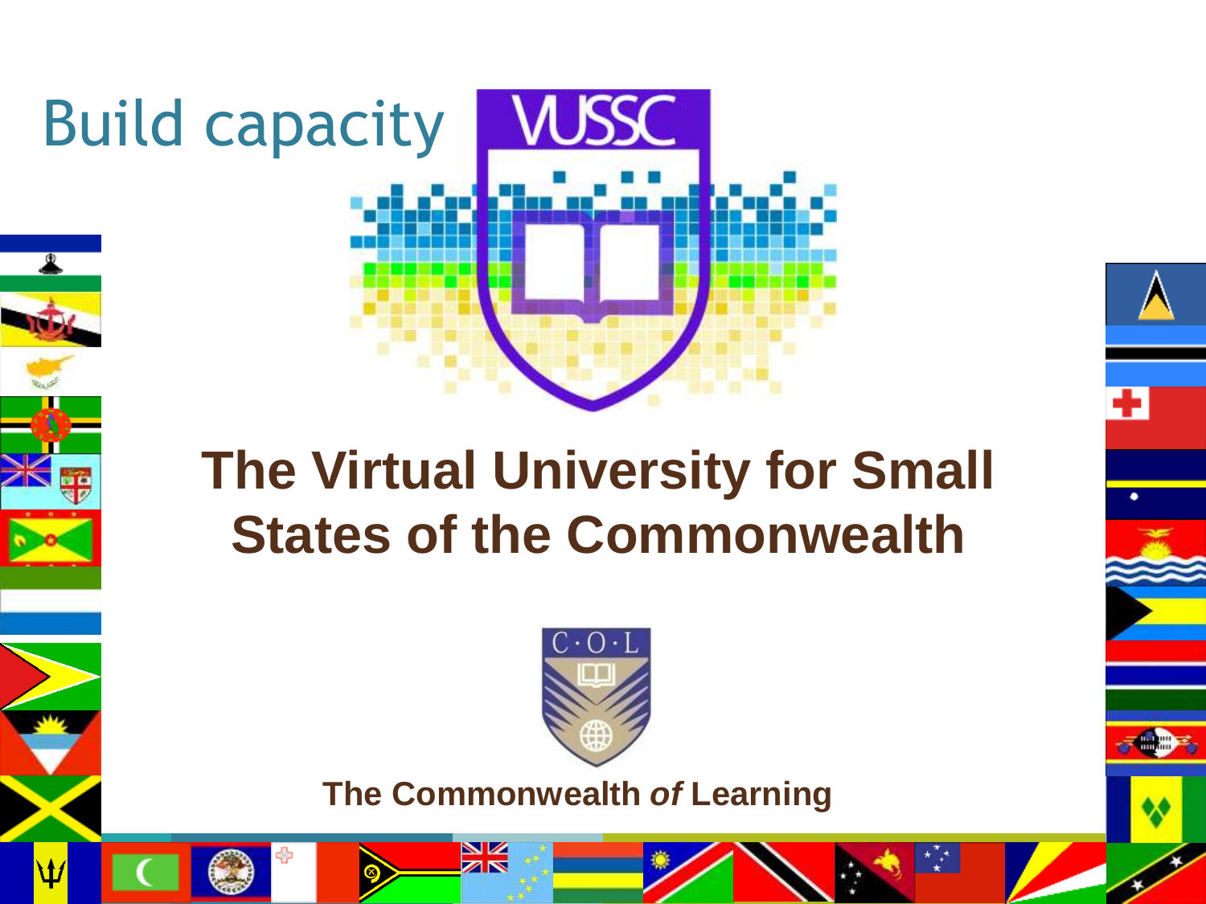# Build capacity

VUSSC

## The Virtual University for Small States of the Commonwealth

C·O·L

**The Commonwealth *of* Learning**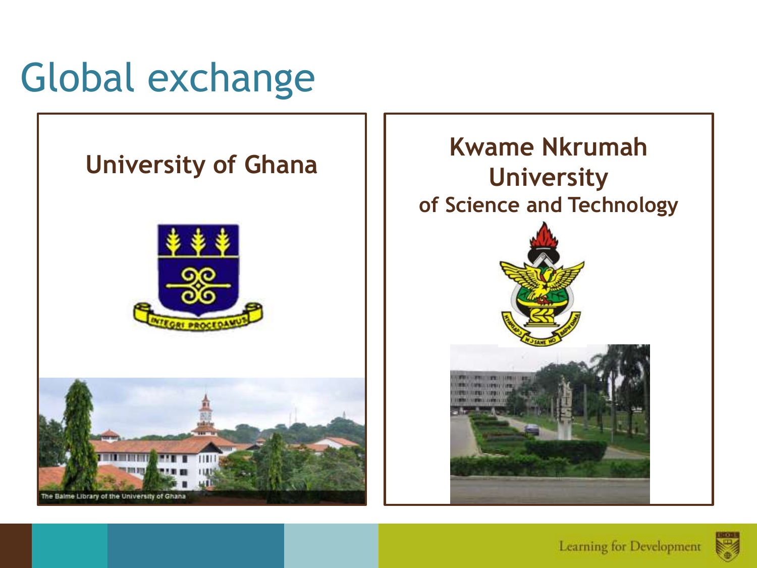# Global exchange

## University of Ghana

The Balme Library of the University of Ghana

## Kwame Nkrumah University of Science and Technology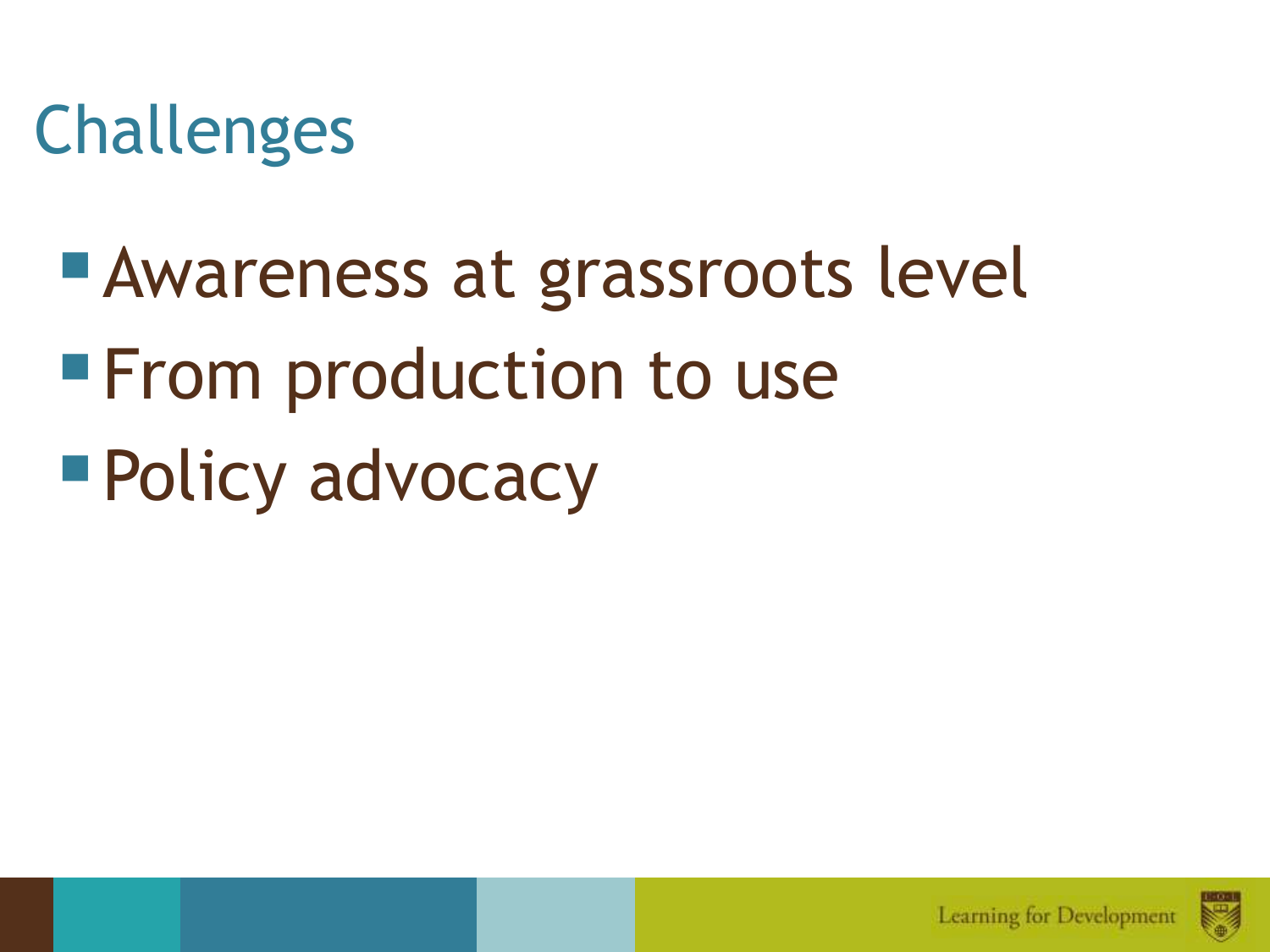# Challenges

- Awareness at grassroots level
- From production to use
- Policy advocacy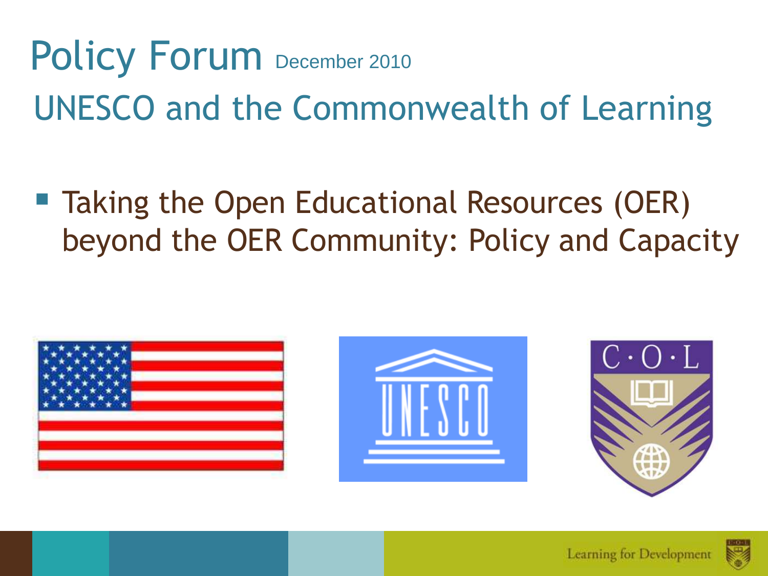# Policy Forum December 2010

## UNESCO and the Commonwealth of Learning

- Taking the Open Educational Resources (OER) beyond the OER Community: Policy and Capacity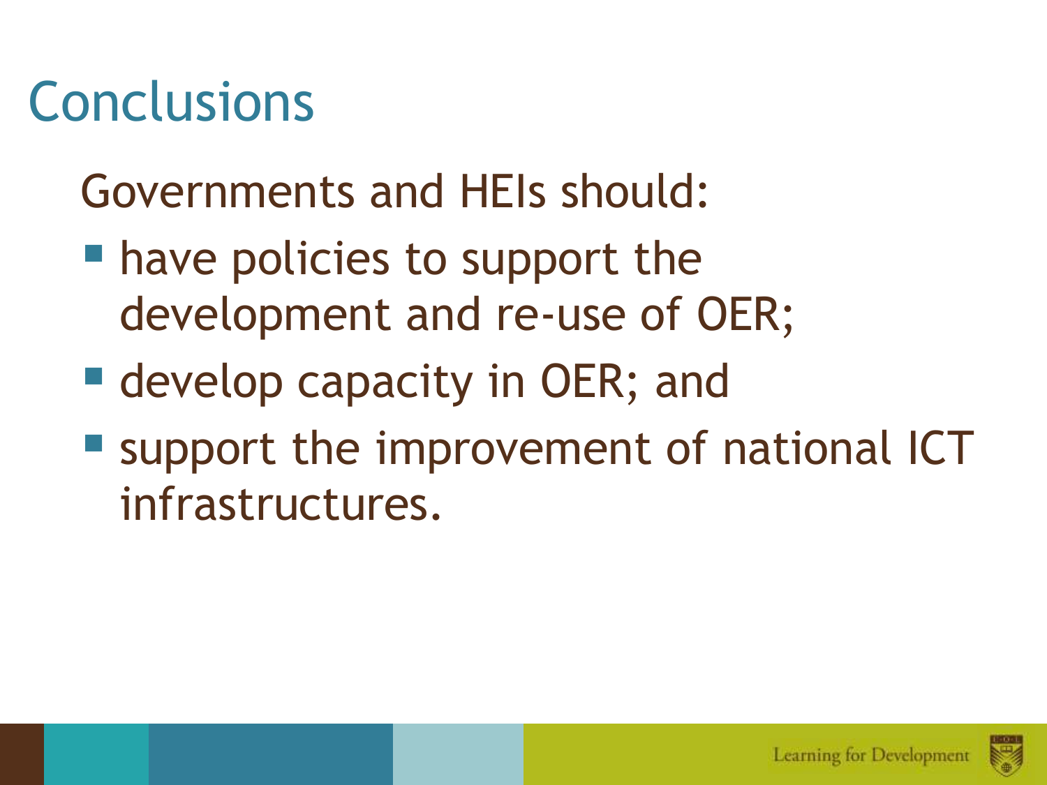# Conclusions

Governments and HEIs should:

- have policies to support the development and re-use of OER;
- develop capacity in OER; and
- support the improvement of national ICT infrastructures.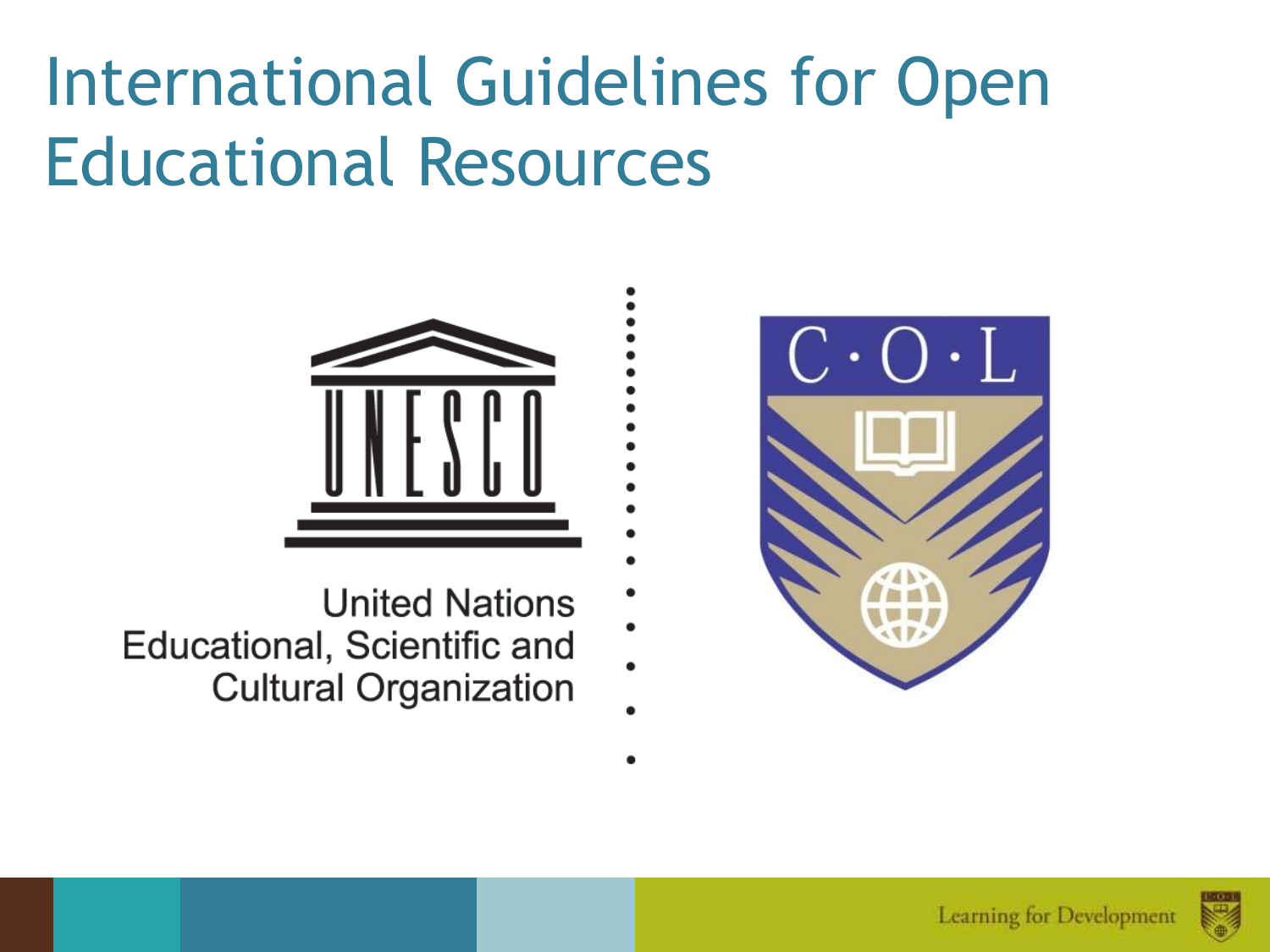# International Guidelines for Open Educational Resources

United Nations Educational, Scientific and Cultural Organization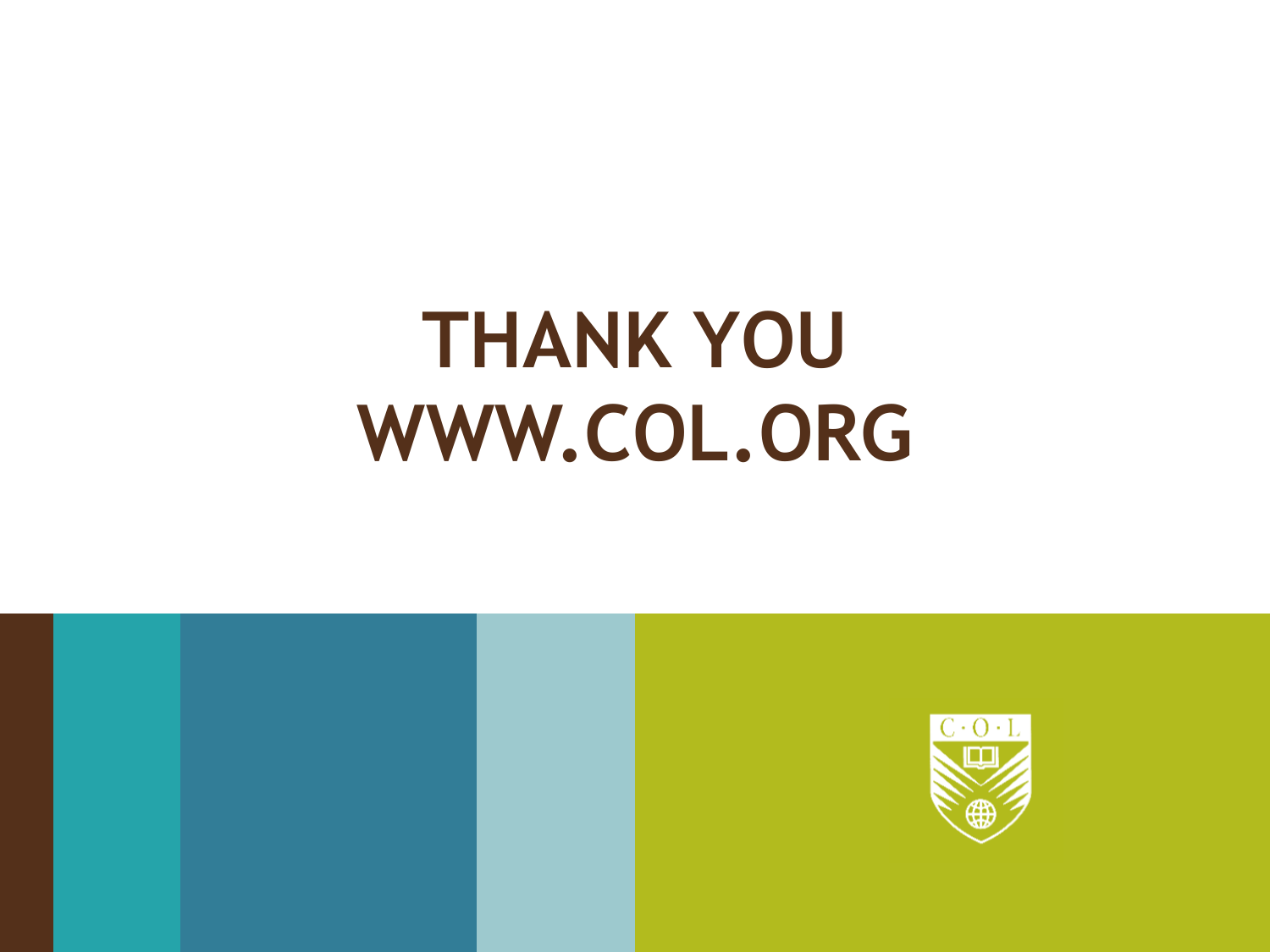# THANK YOU
# WWW.COL.ORG